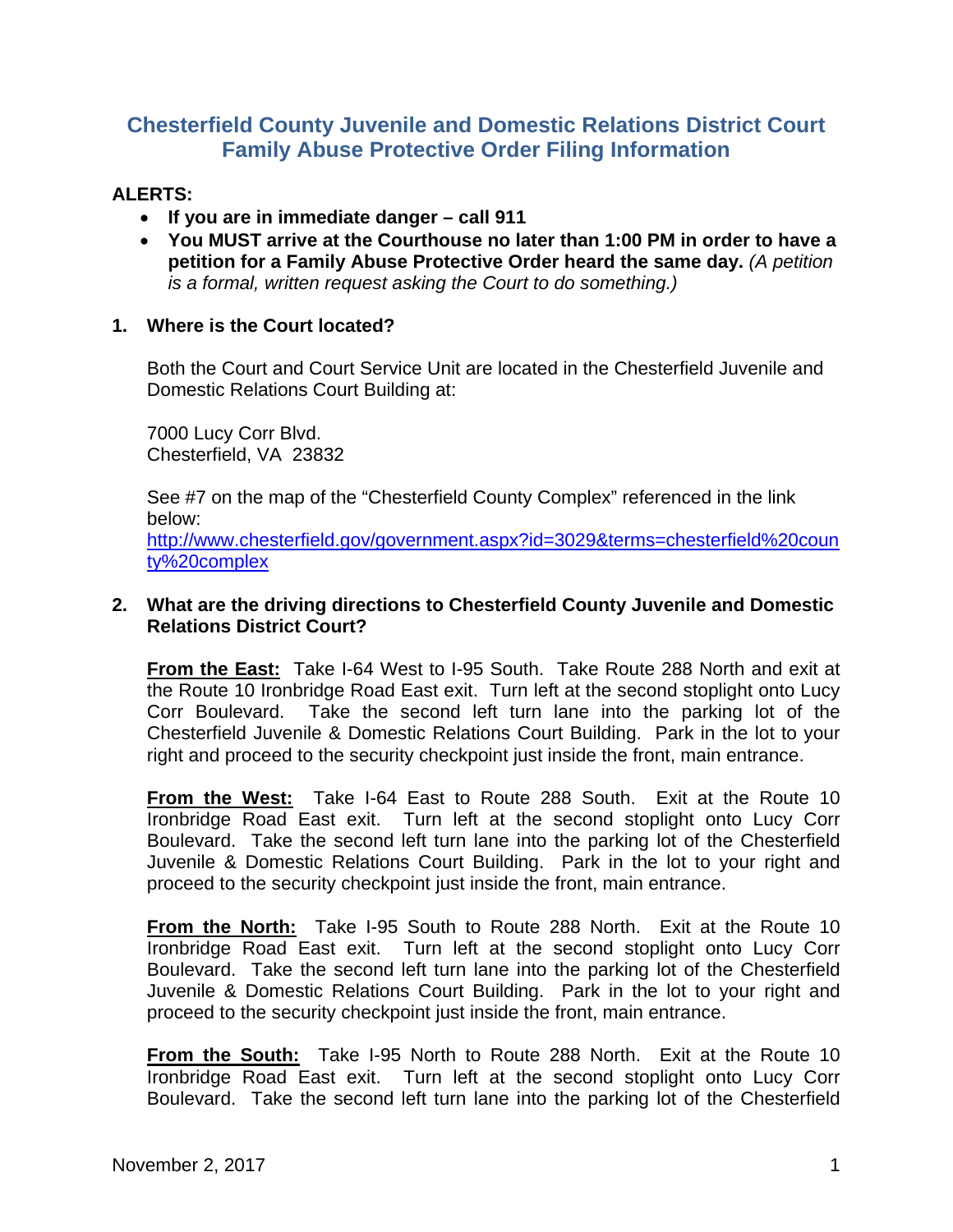# Chesterfield County Juvenile and Domestic Relations District Court Family Abuse Protective Order Filing Information

**ALERTS:**

- **If you are in immediate danger – call 911**
- **You MUST arrive at the Courthouse no later than 1:00 PM in order to have a petition for a Family Abuse Protective Order heard the same day.** *(A petition is a formal, written request asking the Court to do something.)*

## 1. Where is the Court located?

Both the Court and Court Service Unit are located in the Chesterfield Juvenile and Domestic Relations Court Building at:

7000 Lucy Corr Blvd.
Chesterfield, VA 23832

See #7 on the map of the "Chesterfield County Complex" referenced in the link below:
[http://www.chesterfield.gov/government.aspx?id=3029&terms=chesterfield%20county%20complex](http://www.chesterfield.gov/government.aspx?id=3029&terms=chesterfield%20county%20complex)

## 2. What are the driving directions to Chesterfield County Juvenile and Domestic Relations District Court?

**From the East:** Take I-64 West to I-95 South. Take Route 288 North and exit at the Route 10 Ironbridge Road East exit. Turn left at the second stoplight onto Lucy Corr Boulevard. Take the second left turn lane into the parking lot of the Chesterfield Juvenile & Domestic Relations Court Building. Park in the lot to your right and proceed to the security checkpoint just inside the front, main entrance.

**From the West:** Take I-64 East to Route 288 South. Exit at the Route 10 Ironbridge Road East exit. Turn left at the second stoplight onto Lucy Corr Boulevard. Take the second left turn lane into the parking lot of the Chesterfield Juvenile & Domestic Relations Court Building. Park in the lot to your right and proceed to the security checkpoint just inside the front, main entrance.

**From the North:** Take I-95 South to Route 288 North. Exit at the Route 10 Ironbridge Road East exit. Turn left at the second stoplight onto Lucy Corr Boulevard. Take the second left turn lane into the parking lot of the Chesterfield Juvenile & Domestic Relations Court Building. Park in the lot to your right and proceed to the security checkpoint just inside the front, main entrance.

**From the South:** Take I-95 North to Route 288 North. Exit at the Route 10 Ironbridge Road East exit. Turn left at the second stoplight onto Lucy Corr Boulevard. Take the second left turn lane into the parking lot of the Chesterfield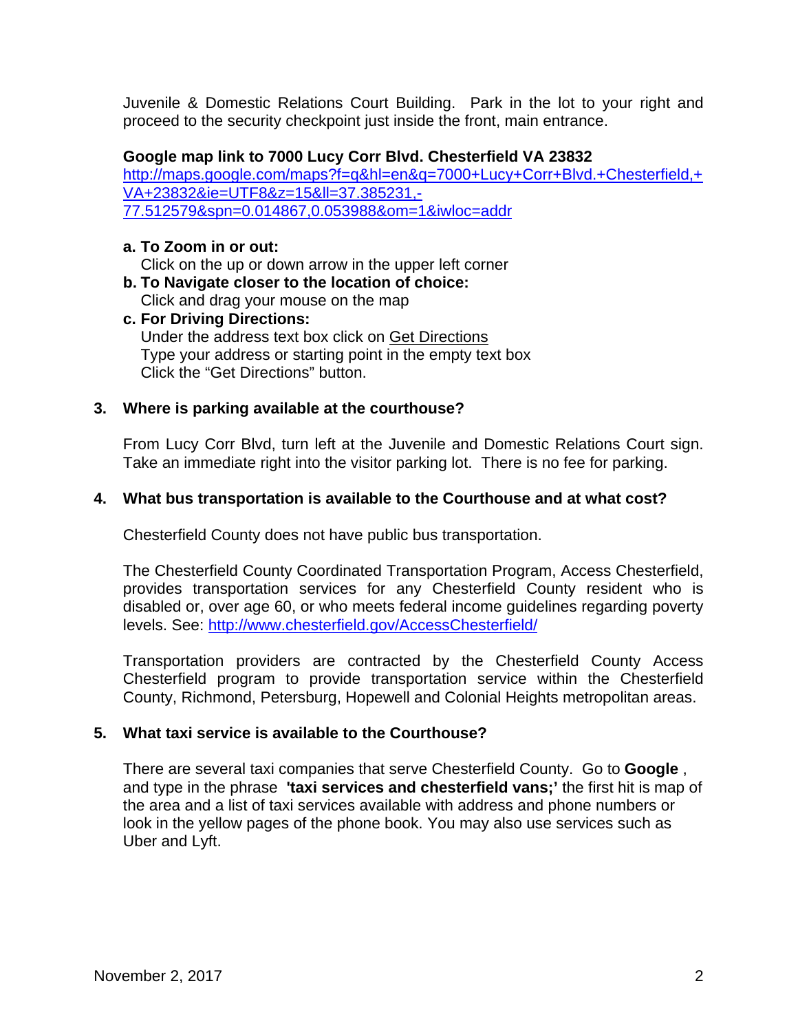Juvenile & Domestic Relations Court Building. Park in the lot to your right and proceed to the security checkpoint just inside the front, main entrance.

**Google map link to 7000 Lucy Corr Blvd. Chesterfield VA 23832**
http://maps.google.com/maps?f=q&hl=en&q=7000+Lucy+Corr+Blvd.+Chesterfield,+VA+23832&ie=UTF8&z=15&ll=37.385231,-77.512579&spn=0.014867,0.053988&om=1&iwloc=addr

a. **To Zoom in or out:**
   Click on the up or down arrow in the upper left corner
b. **To Navigate closer to the location of choice:**
   Click and drag your mouse on the map
c. **For Driving Directions:**
   Under the address text box click on Get Directions
   Type your address or starting point in the empty text box
   Click the "Get Directions" button.

**3. Where is parking available at the courthouse?**

From Lucy Corr Blvd, turn left at the Juvenile and Domestic Relations Court sign. Take an immediate right into the visitor parking lot. There is no fee for parking.

**4. What bus transportation is available to the Courthouse and at what cost?**

Chesterfield County does not have public bus transportation.

The Chesterfield County Coordinated Transportation Program, Access Chesterfield, provides transportation services for any Chesterfield County resident who is disabled or, over age 60, or who meets federal income guidelines regarding poverty levels. See: http://www.chesterfield.gov/AccessChesterfield/

Transportation providers are contracted by the Chesterfield County Access Chesterfield program to provide transportation service within the Chesterfield County, Richmond, Petersburg, Hopewell and Colonial Heights metropolitan areas.

**5. What taxi service is available to the Courthouse?**

There are several taxi companies that serve Chesterfield County. Go to **Google** , and type in the phrase **'taxi services and chesterfield vans;'** the first hit is map of the area and a list of taxi services available with address and phone numbers or look in the yellow pages of the phone book. You may also use services such as Uber and Lyft.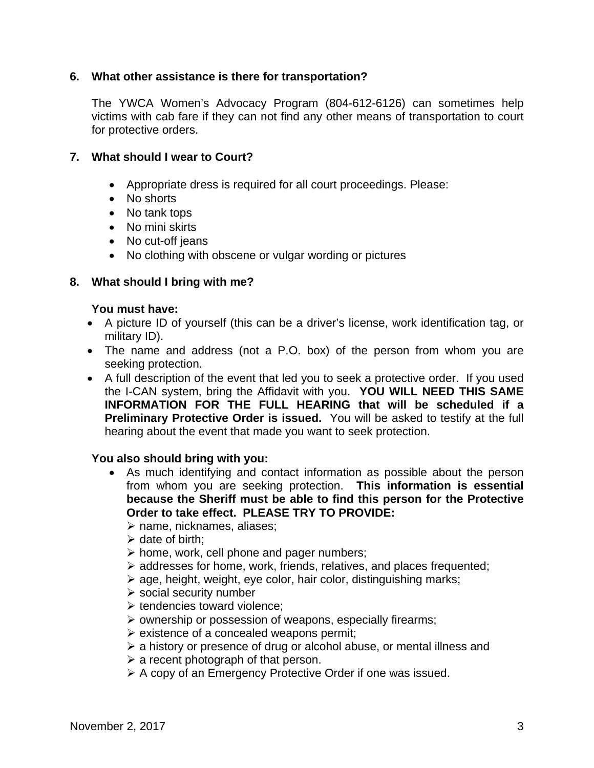**6. What other assistance is there for transportation?**

The YWCA Women's Advocacy Program (804-612-6126) can sometimes help victims with cab fare if they can not find any other means of transportation to court for protective orders.

**7. What should I wear to Court?**

- Appropriate dress is required for all court proceedings. Please:
- No shorts
- No tank tops
- No mini skirts
- No cut-off jeans
- No clothing with obscene or vulgar wording or pictures

**8. What should I bring with me?**

**You must have:**

- A picture ID of yourself (this can be a driver's license, work identification tag, or military ID).
- The name and address (not a P.O. box) of the person from whom you are seeking protection.
- A full description of the event that led you to seek a protective order. If you used the I-CAN system, bring the Affidavit with you. **YOU WILL NEED THIS SAME INFORMATION FOR THE FULL HEARING that will be scheduled if a Preliminary Protective Order is issued.** You will be asked to testify at the full hearing about the event that made you want to seek protection.

**You also should bring with you:**

- As much identifying and contact information as possible about the person from whom you are seeking protection. **This information is essential because the Sheriff must be able to find this person for the Protective Order to take effect. PLEASE TRY TO PROVIDE:**
  - name, nicknames, aliases;
  - date of birth;
  - home, work, cell phone and pager numbers;
  - addresses for home, work, friends, relatives, and places frequented;
  - age, height, weight, eye color, hair color, distinguishing marks;
  - social security number
  - tendencies toward violence;
  - ownership or possession of weapons, especially firearms;
  - existence of a concealed weapons permit;
  - a history or presence of drug or alcohol abuse, or mental illness and
  - a recent photograph of that person.
  - A copy of an Emergency Protective Order if one was issued.

November 2, 2017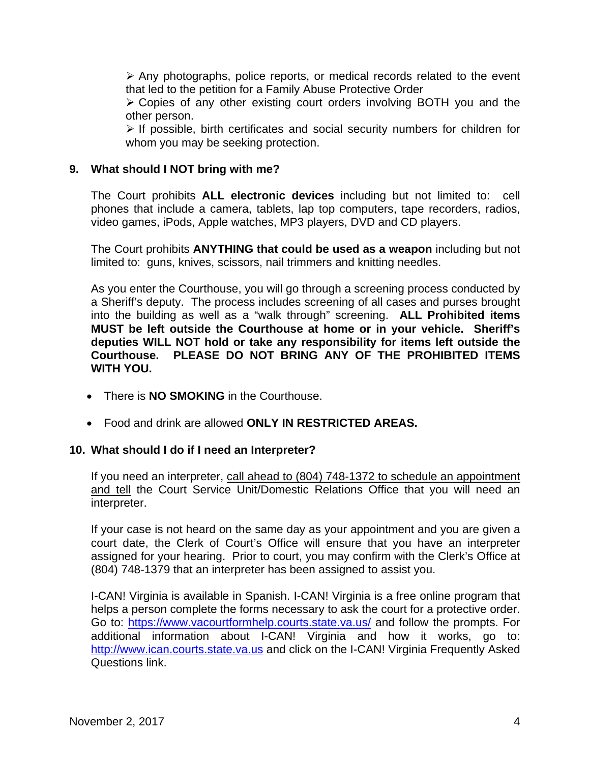- ➢ Any photographs, police reports, or medical records related to the event that led to the petition for a Family Abuse Protective Order
- ➢ Copies of any other existing court orders involving BOTH you and the other person.
- ➢ If possible, birth certificates and social security numbers for children for whom you may be seeking protection.

**9. What should I NOT bring with me?**

The Court prohibits **ALL electronic devices** including but not limited to: cell phones that include a camera, tablets, lap top computers, tape recorders, radios, video games, iPods, Apple watches, MP3 players, DVD and CD players.

The Court prohibits **ANYTHING that could be used as a weapon** including but not limited to: guns, knives, scissors, nail trimmers and knitting needles.

As you enter the Courthouse, you will go through a screening process conducted by a Sheriff's deputy. The process includes screening of all cases and purses brought into the building as well as a "walk through" screening. **ALL Prohibited items MUST be left outside the Courthouse at home or in your vehicle. Sheriff's deputies WILL NOT hold or take any responsibility for items left outside the Courthouse. PLEASE DO NOT BRING ANY OF THE PROHIBITED ITEMS WITH YOU.**

- There is **NO SMOKING** in the Courthouse.
- Food and drink are allowed **ONLY IN RESTRICTED AREAS.**

**10. What should I do if I need an Interpreter?**

If you need an interpreter, call ahead to (804) 748-1372 to schedule an appointment and tell the Court Service Unit/Domestic Relations Office that you will need an interpreter.

If your case is not heard on the same day as your appointment and you are given a court date, the Clerk of Court's Office will ensure that you have an interpreter assigned for your hearing. Prior to court, you may confirm with the Clerk's Office at (804) 748-1379 that an interpreter has been assigned to assist you.

I-CAN! Virginia is available in Spanish. I-CAN! Virginia is a free online program that helps a person complete the forms necessary to ask the court for a protective order. Go to: https://www.vacourtformhelp.courts.state.va.us/ and follow the prompts. For additional information about I-CAN! Virginia and how it works, go to: http://www.ican.courts.state.va.us and click on the I-CAN! Virginia Frequently Asked Questions link.

November 2, 2017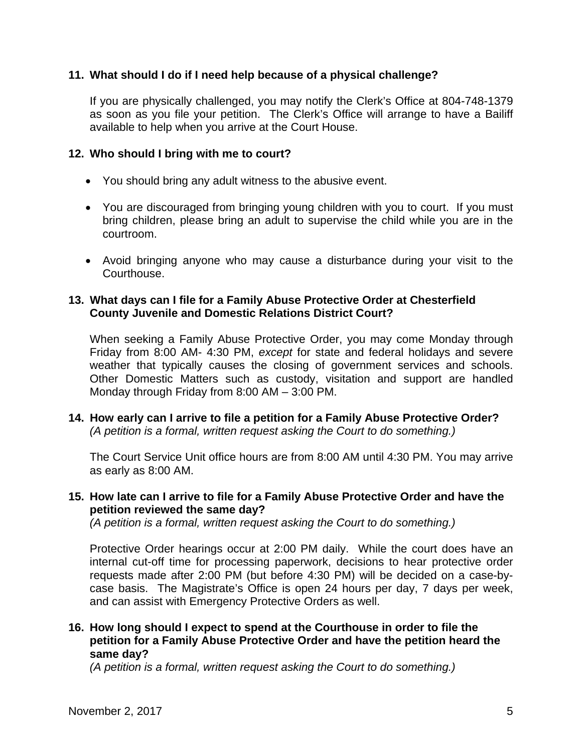**11. What should I do if I need help because of a physical challenge?**

If you are physically challenged, you may notify the Clerk's Office at 804-748-1379 as soon as you file your petition. The Clerk's Office will arrange to have a Bailiff available to help when you arrive at the Court House.

**12. Who should I bring with me to court?**

- You should bring any adult witness to the abusive event.
- You are discouraged from bringing young children with you to court. If you must bring children, please bring an adult to supervise the child while you are in the courtroom.
- Avoid bringing anyone who may cause a disturbance during your visit to the Courthouse.

**13. What days can I file for a Family Abuse Protective Order at Chesterfield County Juvenile and Domestic Relations District Court?**

When seeking a Family Abuse Protective Order, you may come Monday through Friday from 8:00 AM- 4:30 PM, *except* for state and federal holidays and severe weather that typically causes the closing of government services and schools. Other Domestic Matters such as custody, visitation and support are handled Monday through Friday from 8:00 AM – 3:00 PM.

**14. How early can I arrive to file a petition for a Family Abuse Protective Order?**
*(A petition is a formal, written request asking the Court to do something.)*

The Court Service Unit office hours are from 8:00 AM until 4:30 PM. You may arrive as early as 8:00 AM.

**15. How late can I arrive to file for a Family Abuse Protective Order and have the petition reviewed the same day?**
*(A petition is a formal, written request asking the Court to do something.)*

Protective Order hearings occur at 2:00 PM daily. While the court does have an internal cut-off time for processing paperwork, decisions to hear protective order requests made after 2:00 PM (but before 4:30 PM) will be decided on a case-by-case basis. The Magistrate's Office is open 24 hours per day, 7 days per week, and can assist with Emergency Protective Orders as well.

**16. How long should I expect to spend at the Courthouse in order to file the petition for a Family Abuse Protective Order and have the petition heard the same day?**
*(A petition is a formal, written request asking the Court to do something.)*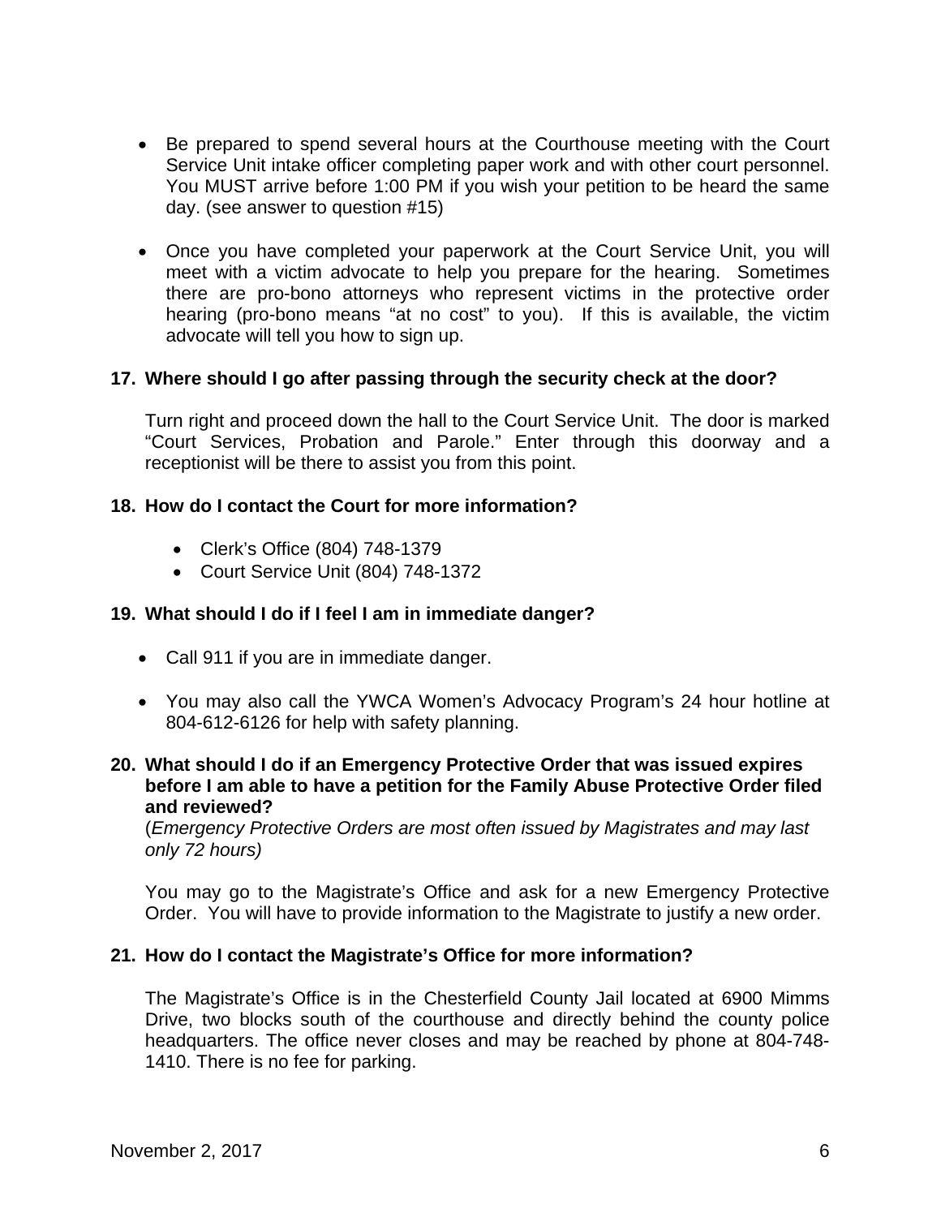- Be prepared to spend several hours at the Courthouse meeting with the Court Service Unit intake officer completing paper work and with other court personnel. You MUST arrive before 1:00 PM if you wish your petition to be heard the same day. (see answer to question #15)

- Once you have completed your paperwork at the Court Service Unit, you will meet with a victim advocate to help you prepare for the hearing. Sometimes there are pro-bono attorneys who represent victims in the protective order hearing (pro-bono means "at no cost" to you). If this is available, the victim advocate will tell you how to sign up.

**17. Where should I go after passing through the security check at the door?**

Turn right and proceed down the hall to the Court Service Unit. The door is marked "Court Services, Probation and Parole." Enter through this doorway and a receptionist will be there to assist you from this point.

**18. How do I contact the Court for more information?**

- Clerk's Office (804) 748-1379
- Court Service Unit (804) 748-1372

**19. What should I do if I feel I am in immediate danger?**

- Call 911 if you are in immediate danger.

- You may also call the YWCA Women's Advocacy Program's 24 hour hotline at 804-612-6126 for help with safety planning.

**20. What should I do if an Emergency Protective Order that was issued expires before I am able to have a petition for the Family Abuse Protective Order filed and reviewed?**

(*Emergency Protective Orders are most often issued by Magistrates and may last only 72 hours)*

You may go to the Magistrate's Office and ask for a new Emergency Protective Order. You will have to provide information to the Magistrate to justify a new order.

**21. How do I contact the Magistrate's Office for more information?**

The Magistrate's Office is in the Chesterfield County Jail located at 6900 Mimms Drive, two blocks south of the courthouse and directly behind the county police headquarters. The office never closes and may be reached by phone at 804-748-1410. There is no fee for parking.

November 2, 2017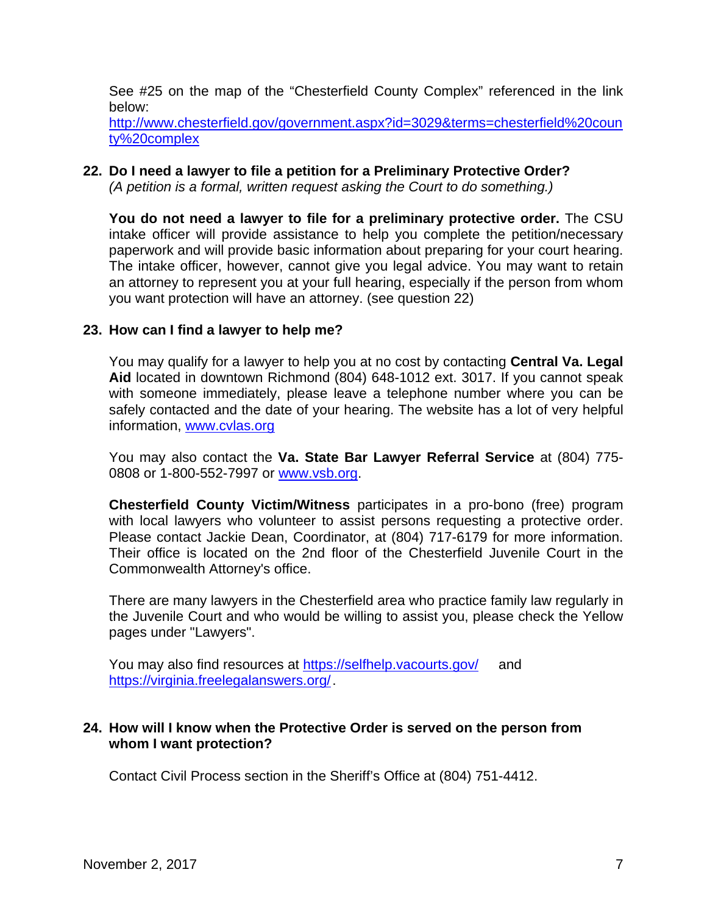See #25 on the map of the "Chesterfield County Complex" referenced in the link below: [http://www.chesterfield.gov/government.aspx?id=3029&terms=chesterfield%20county%20complex](http://www.chesterfield.gov/government.aspx?id=3029&terms=chesterfield%20county%20complex)

### 22. Do I need a lawyer to file a petition for a Preliminary Protective Order?

*(A petition is a formal, written request asking the Court to do something.)*

**You do not need a lawyer to file for a preliminary protective order.** The CSU intake officer will provide assistance to help you complete the petition/necessary paperwork and will provide basic information about preparing for your court hearing. The intake officer, however, cannot give you legal advice. You may want to retain an attorney to represent you at your full hearing, especially if the person from whom you want protection will have an attorney. (see question 22)

### 23. How can I find a lawyer to help me?

You may qualify for a lawyer to help you at no cost by contacting **Central Va. Legal Aid** located in downtown Richmond (804) 648-1012 ext. 3017. If you cannot speak with someone immediately, please leave a telephone number where you can be safely contacted and the date of your hearing. The website has a lot of very helpful information, [www.cvlas.org](http://www.cvlas.org)

You may also contact the **Va. State Bar Lawyer Referral Service** at (804) 775-0808 or 1-800-552-7997 or [www.vsb.org](http://www.vsb.org).

**Chesterfield County Victim/Witness** participates in a pro-bono (free) program with local lawyers who volunteer to assist persons requesting a protective order. Please contact Jackie Dean, Coordinator, at (804) 717-6179 for more information. Their office is located on the 2nd floor of the Chesterfield Juvenile Court in the Commonwealth Attorney's office.

There are many lawyers in the Chesterfield area who practice family law regularly in the Juvenile Court and who would be willing to assist you, please check the Yellow pages under "Lawyers".

You may also find resources at [https://selfhelp.vacourts.gov/](https://selfhelp.vacourts.gov/) and [https://virginia.freelegalanswers.org/](https://virginia.freelegalanswers.org/).

### 24. How will I know when the Protective Order is served on the person from whom I want protection?

Contact Civil Process section in the Sheriff's Office at (804) 751-4412.

November 2, 2017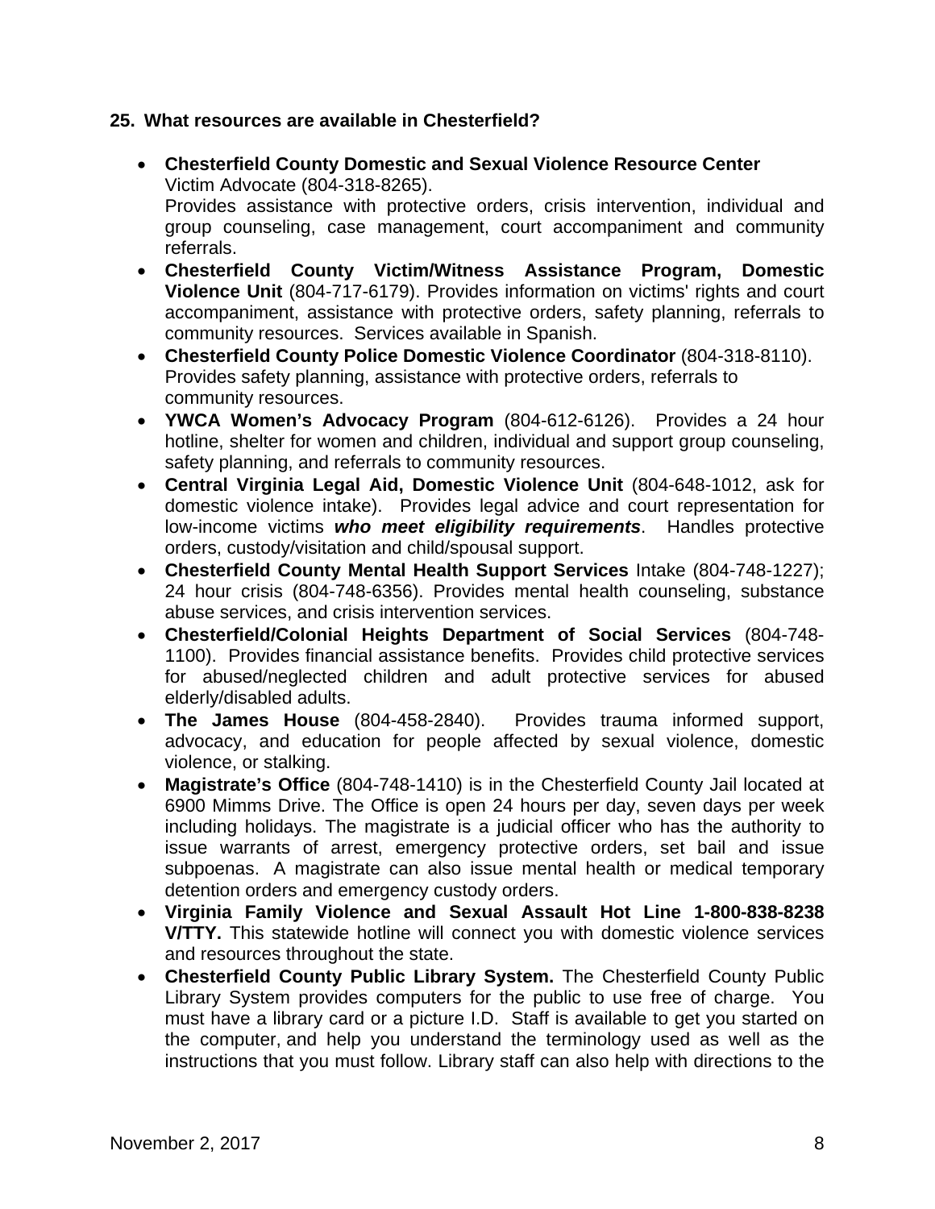**25. What resources are available in Chesterfield?**

- **Chesterfield County Domestic and Sexual Violence Resource Center** Victim Advocate (804-318-8265). Provides assistance with protective orders, crisis intervention, individual and group counseling, case management, court accompaniment and community referrals.
- **Chesterfield County Victim/Witness Assistance Program, Domestic Violence Unit** (804-717-6179). Provides information on victims' rights and court accompaniment, assistance with protective orders, safety planning, referrals to community resources. Services available in Spanish.
- **Chesterfield County Police Domestic Violence Coordinator** (804-318-8110). Provides safety planning, assistance with protective orders, referrals to community resources.
- **YWCA Women's Advocacy Program** (804-612-6126). Provides a 24 hour hotline, shelter for women and children, individual and support group counseling, safety planning, and referrals to community resources.
- **Central Virginia Legal Aid, Domestic Violence Unit** (804-648-1012, ask for domestic violence intake). Provides legal advice and court representation for low-income victims ***who meet eligibility requirements***. Handles protective orders, custody/visitation and child/spousal support.
- **Chesterfield County Mental Health Support Services** Intake (804-748-1227); 24 hour crisis (804-748-6356). Provides mental health counseling, substance abuse services, and crisis intervention services.
- **Chesterfield/Colonial Heights Department of Social Services** (804-748-1100). Provides financial assistance benefits. Provides child protective services for abused/neglected children and adult protective services for abused elderly/disabled adults.
- **The James House** (804-458-2840). Provides trauma informed support, advocacy, and education for people affected by sexual violence, domestic violence, or stalking.
- **Magistrate's Office** (804-748-1410) is in the Chesterfield County Jail located at 6900 Mimms Drive. The Office is open 24 hours per day, seven days per week including holidays. The magistrate is a judicial officer who has the authority to issue warrants of arrest, emergency protective orders, set bail and issue subpoenas. A magistrate can also issue mental health or medical temporary detention orders and emergency custody orders.
- **Virginia Family Violence and Sexual Assault Hot Line 1-800-838-8238 V/TTY.** This statewide hotline will connect you with domestic violence services and resources throughout the state.
- **Chesterfield County Public Library System.** The Chesterfield County Public Library System provides computers for the public to use free of charge. You must have a library card or a picture I.D. Staff is available to get you started on the computer, and help you understand the terminology used as well as the instructions that you must follow. Library staff can also help with directions to the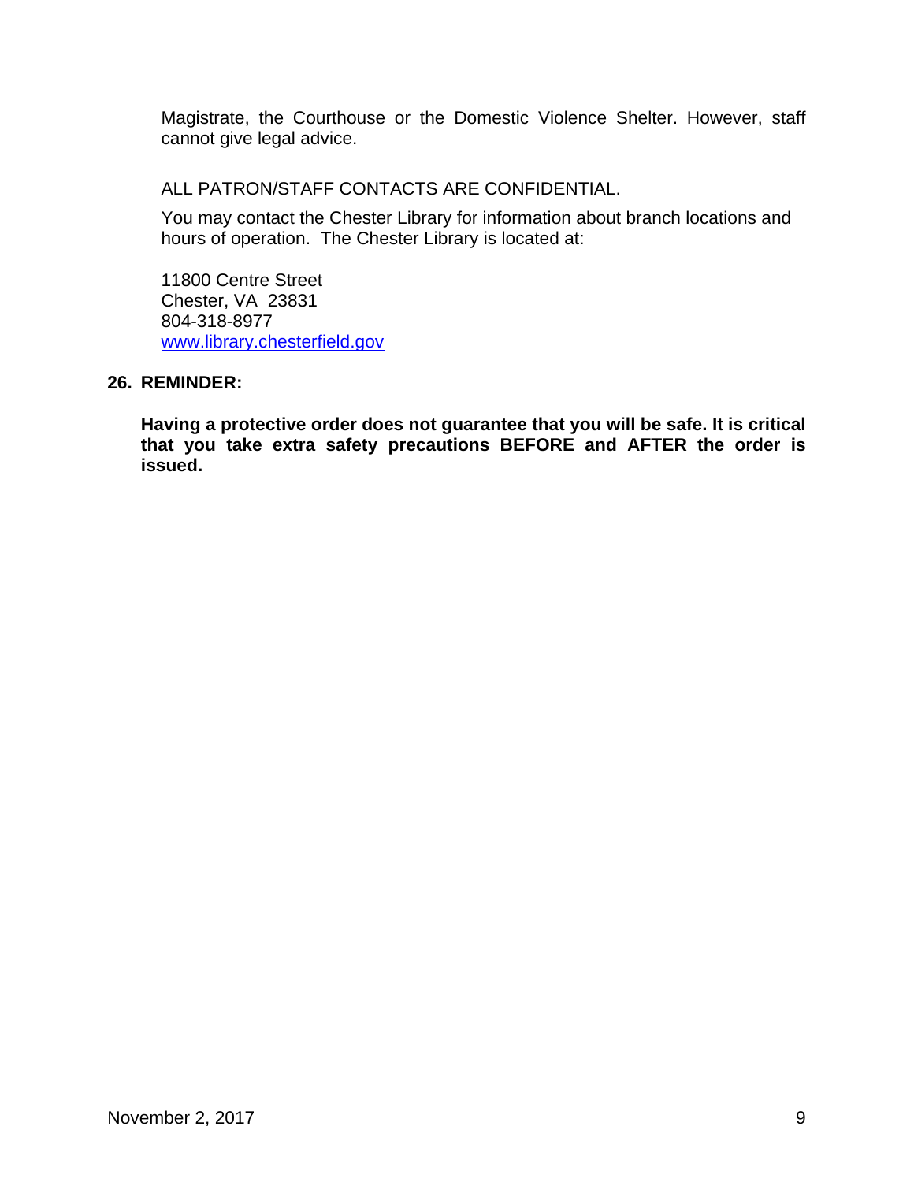Magistrate, the Courthouse or the Domestic Violence Shelter. However, staff cannot give legal advice.

ALL PATRON/STAFF CONTACTS ARE CONFIDENTIAL.

You may contact the Chester Library for information about branch locations and hours of operation. The Chester Library is located at:

11800 Centre Street
Chester, VA 23831
804-318-8977
[www.library.chesterfield.gov](http://www.library.chesterfield.gov)

**26. REMINDER:**

**Having a protective order does not guarantee that you will be safe. It is critical that you take extra safety precautions BEFORE and AFTER the order is issued.**

November 2, 2017